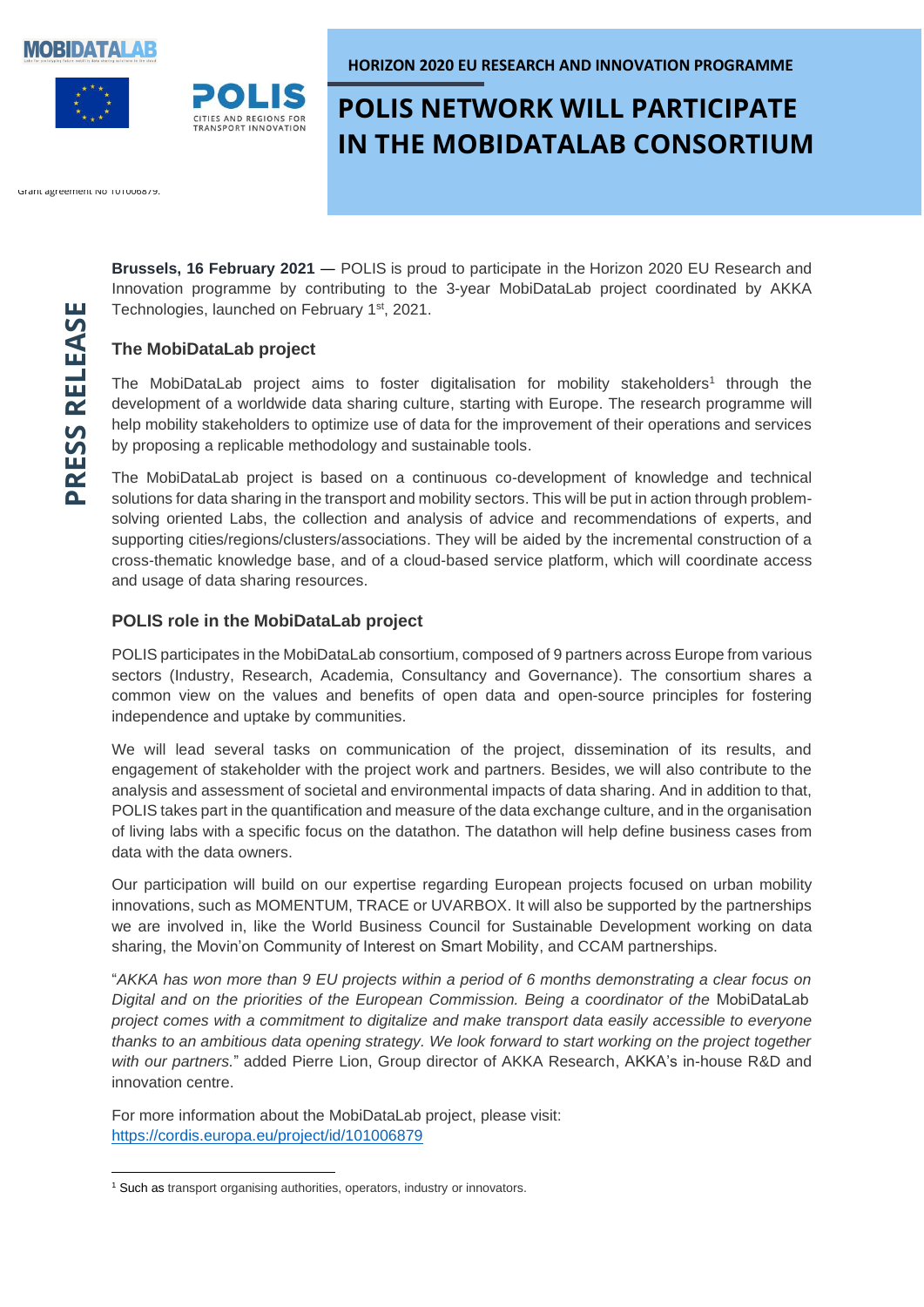HORIZON 2020 EU RESEARCH AND INNOVATION PROGRAMME

# POLIS NETWORK WILL PARTICIPATE IN THE MOBIDATALAB CONSORTIUM

Grant agreement No 101006879.

PRESS RELEASE

**Brussels, 16 February 2021** — POLIS is proud to participate in the Horizon 2020 EU Research and Innovation programme by contributing to the 3-year MobiDataLab project coordinated by AKKA Technologies, launched on February 1st, 2021.

### The MobiDataLab project

The MobiDataLab project aims to foster digitalisation for mobility stakeholders[1] through the development of a worldwide data sharing culture, starting with Europe. The research programme will help mobility stakeholders to optimize use of data for the improvement of their operations and services by proposing a replicable methodology and sustainable tools.

The MobiDataLab project is based on a continuous co-development of knowledge and technical solutions for data sharing in the transport and mobility sectors. This will be put in action through problem-solving oriented Labs, the collection and analysis of advice and recommendations of experts, and supporting cities/regions/clusters/associations. They will be aided by the incremental construction of a cross-thematic knowledge base, and of a cloud-based service platform, which will coordinate access and usage of data sharing resources.

### POLIS role in the MobiDataLab project

POLIS participates in the MobiDataLab consortium, composed of 9 partners across Europe from various sectors (Industry, Research, Academia, Consultancy and Governance). The consortium shares a common view on the values and benefits of open data and open-source principles for fostering independence and uptake by communities.

We will lead several tasks on communication of the project, dissemination of its results, and engagement of stakeholder with the project work and partners. Besides, we will also contribute to the analysis and assessment of societal and environmental impacts of data sharing. And in addition to that, POLIS takes part in the quantification and measure of the data exchange culture, and in the organisation of living labs with a specific focus on the datathon. The datathon will help define business cases from data with the data owners.

Our participation will build on our expertise regarding European projects focused on urban mobility innovations, such as MOMENTUM, TRACE or UVARBOX. It will also be supported by the partnerships we are involved in, like the World Business Council for Sustainable Development working on data sharing, the Movin'on Community of Interest on Smart Mobility, and CCAM partnerships.

"*AKKA has won more than 9 EU projects within a period of 6 months demonstrating a clear focus on Digital and on the priorities of the European Commission. Being a coordinator of the* MobiDataLab *project comes with a commitment to digitalize and make transport data easily accessible to everyone thanks to an ambitious data opening strategy. We look forward to start working on the project together with our partners.*" added Pierre Lion, Group director of AKKA Research, AKKA's in-house R&D and innovation centre.

For more information about the MobiDataLab project, please visit:
https://cordis.europa.eu/project/id/101006879

[1] Such as transport organising authorities, operators, industry or innovators.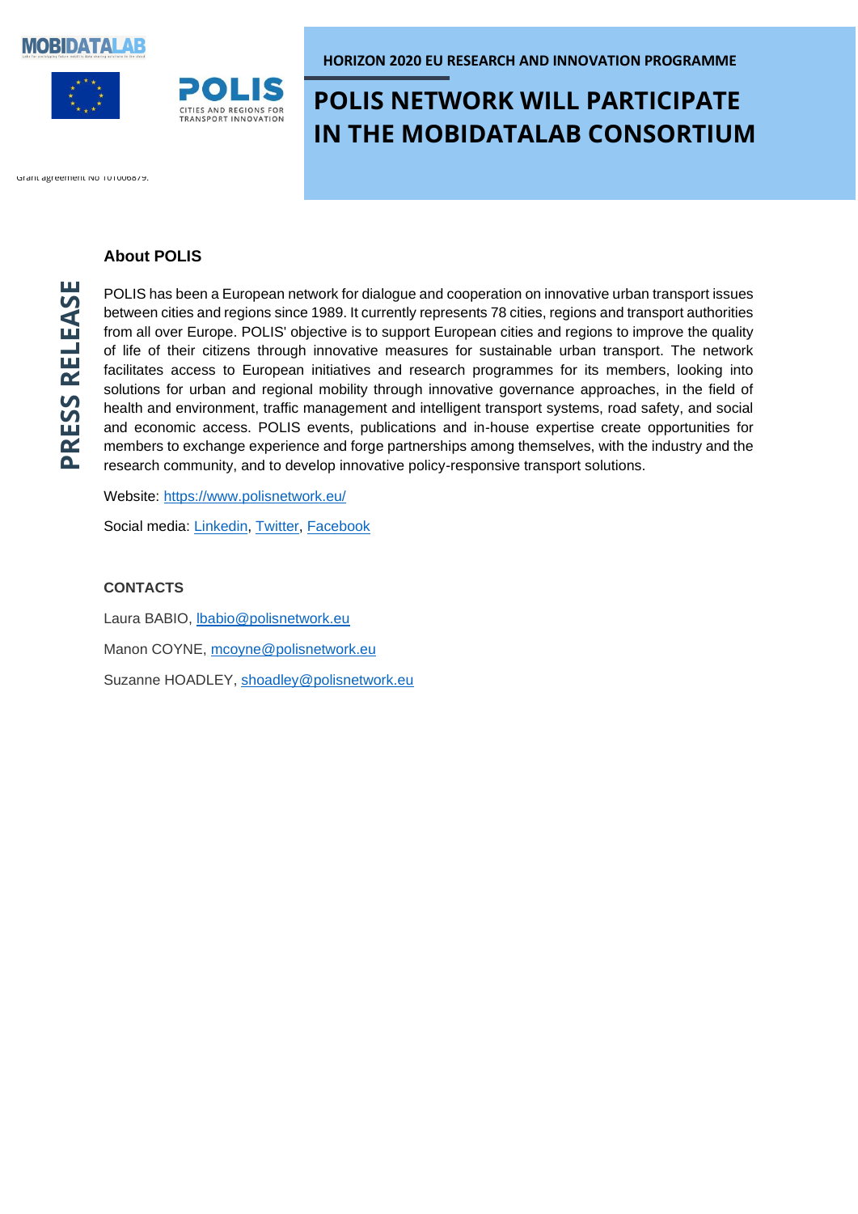HORIZON 2020 EU RESEARCH AND INNOVATION PROGRAMME

# POLIS NETWORK WILL PARTICIPATE IN THE MOBIDATALAB CONSORTIUM

Grant agreement No 101006879.

PRESS RELEASE

### About POLIS

POLIS has been a European network for dialogue and cooperation on innovative urban transport issues between cities and regions since 1989. It currently represents 78 cities, regions and transport authorities from all over Europe. POLIS' objective is to support European cities and regions to improve the quality of life of their citizens through innovative measures for sustainable urban transport. The network facilitates access to European initiatives and research programmes for its members, looking into solutions for urban and regional mobility through innovative governance approaches, in the field of health and environment, traffic management and intelligent transport systems, road safety, and social and economic access. POLIS events, publications and in-house expertise create opportunities for members to exchange experience and forge partnerships among themselves, with the industry and the research community, and to develop innovative policy-responsive transport solutions.

Website: https://www.polisnetwork.eu/

Social media: Linkedin, Twitter, Facebook

### CONTACTS

Laura BABIO, lbabio@polisnetwork.eu

Manon COYNE, mcoyne@polisnetwork.eu

Suzanne HOADLEY, shoadley@polisnetwork.eu